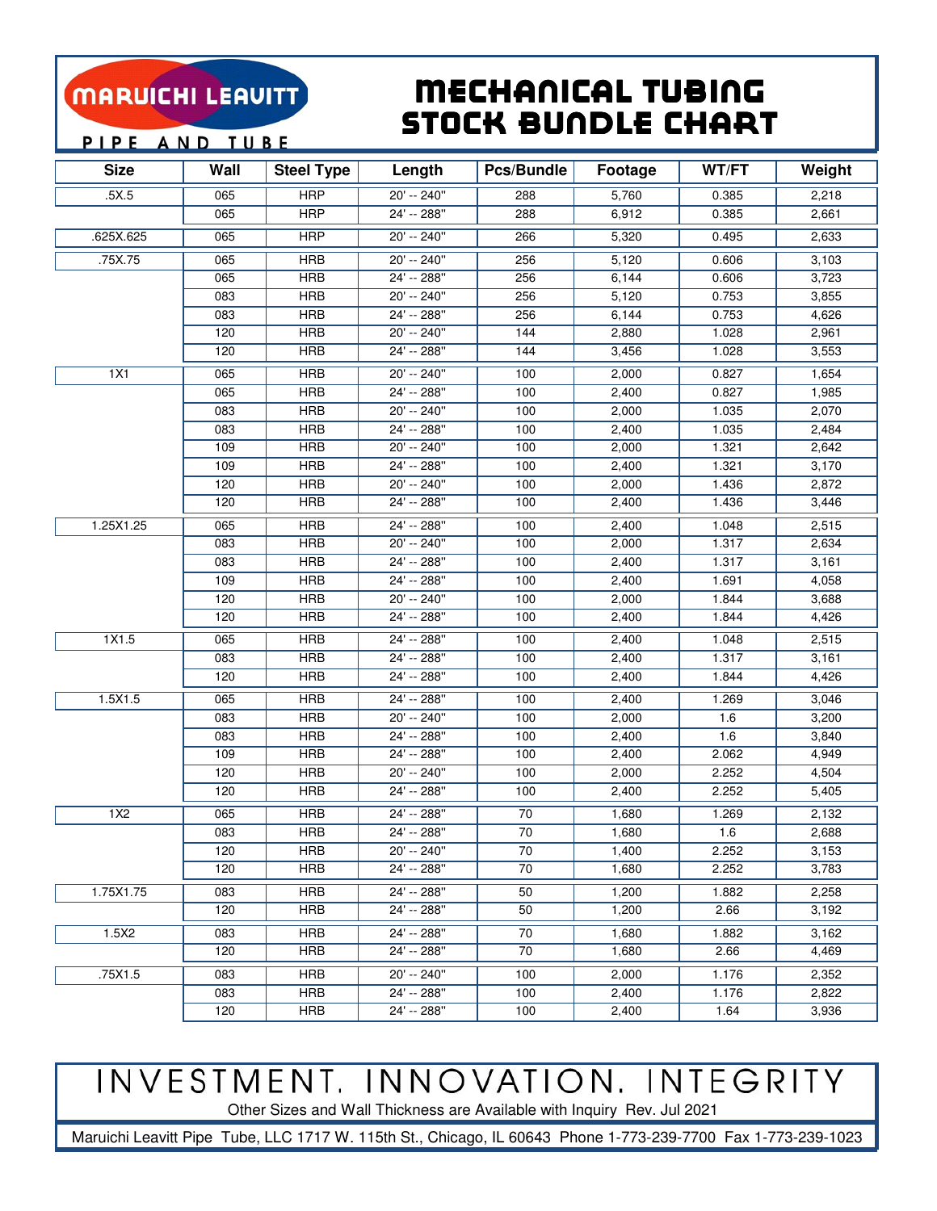MARUICHI LEAVITT

PIPE AND TUBE

# MECHANICAL TUBING STOCK BUNDLE CHART

| Size | Wall | Steel Type | Length | Pcs/Bundle | Footage | WT/FT | Weight |
|---|---|---|---|---|---|---|---|
| .5X.5 | 065 | HRP | 20' -- 240" | 288 | 5,760 | 0.385 | 2,218 |
| | 065 | HRP | 24' -- 288" | 288 | 6,912 | 0.385 | 2,661 |
| .625X.625 | 065 | HRP | 20' -- 240" | 266 | 5,320 | 0.495 | 2,633 |
| .75X.75 | 065 | HRB | 20' -- 240" | 256 | 5,120 | 0.606 | 3,103 |
| | 065 | HRB | 24' -- 288" | 256 | 6,144 | 0.606 | 3,723 |
| | 083 | HRB | 20' -- 240" | 256 | 5,120 | 0.753 | 3,855 |
| | 083 | HRB | 24' -- 288" | 256 | 6,144 | 0.753 | 4,626 |
| | 120 | HRB | 20' -- 240" | 144 | 2,880 | 1.028 | 2,961 |
| | 120 | HRB | 24' -- 288" | 144 | 3,456 | 1.028 | 3,553 |
| 1X1 | 065 | HRB | 20' -- 240" | 100 | 2,000 | 0.827 | 1,654 |
| | 065 | HRB | 24' -- 288" | 100 | 2,400 | 0.827 | 1,985 |
| | 083 | HRB | 20' -- 240" | 100 | 2,000 | 1.035 | 2,070 |
| | 083 | HRB | 24' -- 288" | 100 | 2,400 | 1.035 | 2,484 |
| | 109 | HRB | 20' -- 240" | 100 | 2,000 | 1.321 | 2,642 |
| | 109 | HRB | 24' -- 288" | 100 | 2,400 | 1.321 | 3,170 |
| | 120 | HRB | 20' -- 240" | 100 | 2,000 | 1.436 | 2,872 |
| | 120 | HRB | 24' -- 288" | 100 | 2,400 | 1.436 | 3,446 |
| 1.25X1.25 | 065 | HRB | 24' -- 288" | 100 | 2,400 | 1.048 | 2,515 |
| | 083 | HRB | 20' -- 240" | 100 | 2,000 | 1.317 | 2,634 |
| | 083 | HRB | 24' -- 288" | 100 | 2,400 | 1.317 | 3,161 |
| | 109 | HRB | 24' -- 288" | 100 | 2,400 | 1.691 | 4,058 |
| | 120 | HRB | 20' -- 240" | 100 | 2,000 | 1.844 | 3,688 |
| | 120 | HRB | 24' -- 288" | 100 | 2,400 | 1.844 | 4,426 |
| 1X1.5 | 065 | HRB | 24' -- 288" | 100 | 2,400 | 1.048 | 2,515 |
| | 083 | HRB | 24' -- 288" | 100 | 2,400 | 1.317 | 3,161 |
| | 120 | HRB | 24' -- 288" | 100 | 2,400 | 1.844 | 4,426 |
| 1.5X1.5 | 065 | HRB | 24' -- 288" | 100 | 2,400 | 1.269 | 3,046 |
| | 083 | HRB | 20' -- 240" | 100 | 2,000 | 1.6 | 3,200 |
| | 083 | HRB | 24' -- 288" | 100 | 2,400 | 1.6 | 3,840 |
| | 109 | HRB | 24' -- 288" | 100 | 2,400 | 2.062 | 4,949 |
| | 120 | HRB | 20' -- 240" | 100 | 2,000 | 2.252 | 4,504 |
| | 120 | HRB | 24' -- 288" | 100 | 2,400 | 2.252 | 5,405 |
| 1X2 | 065 | HRB | 24' -- 288" | 70 | 1,680 | 1.269 | 2,132 |
| | 083 | HRB | 24' -- 288" | 70 | 1,680 | 1.6 | 2,688 |
| | 120 | HRB | 20' -- 240" | 70 | 1,400 | 2.252 | 3,153 |
| | 120 | HRB | 24' -- 288" | 70 | 1,680 | 2.252 | 3,783 |
| 1.75X1.75 | 083 | HRB | 24' -- 288" | 50 | 1,200 | 1.882 | 2,258 |
| | 120 | HRB | 24' -- 288" | 50 | 1,200 | 2.66 | 3,192 |
| 1.5X2 | 083 | HRB | 24' -- 288" | 70 | 1,680 | 1.882 | 3,162 |
| | 120 | HRB | 24' -- 288" | 70 | 1,680 | 2.66 | 4,469 |
| .75X1.5 | 083 | HRB | 20' -- 240" | 100 | 2,000 | 1.176 | 2,352 |
| | 083 | HRB | 24' -- 288" | 100 | 2,400 | 1.176 | 2,822 |
| | 120 | HRB | 24' -- 288" | 100 | 2,400 | 1.64 | 3,936 |

INVESTMENT. INNOVATION. INTEGRITY

Other Sizes and Wall Thickness are Available with Inquiry Rev. Jul 2021

Maruichi Leavitt Pipe Tube, LLC 1717 W. 115th St., Chicago, IL 60643 Phone 1-773-239-7700 Fax 1-773-239-1023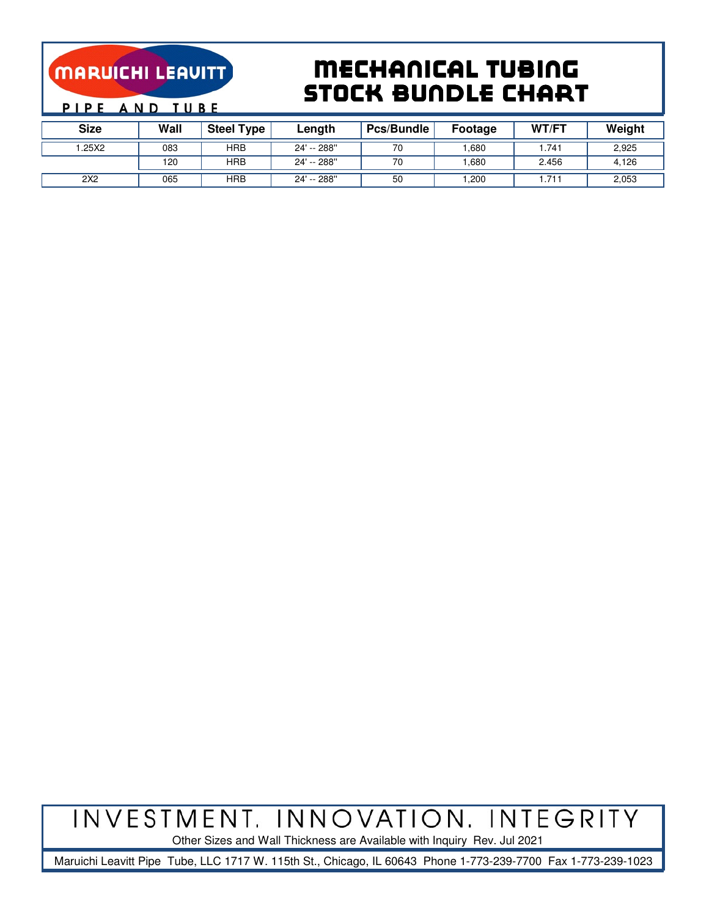MARUICHI LEAVITT PIPE AND TUBE

# MECHANICAL TUBING STOCK BUNDLE CHART

| Size | Wall | Steel Type | Length | Pcs/Bundle | Footage | WT/FT | Weight |
|---|---|---|---|---|---|---|---|
| 1.25X2 | 083 | HRB | 24' -- 288" | 70 | 1,680 | 1.741 | 2,925 |
| | 120 | HRB | 24' -- 288" | 70 | 1,680 | 2.456 | 4,126 |
| 2X2 | 065 | HRB | 24' -- 288" | 50 | 1,200 | 1.711 | 2,053 |

INVESTMENT. INNOVATION. INTEGRITY

Other Sizes and Wall Thickness are Available with Inquiry Rev. Jul 2021

Maruichi Leavitt Pipe Tube, LLC 1717 W. 115th St., Chicago, IL 60643 Phone 1-773-239-7700 Fax 1-773-239-1023